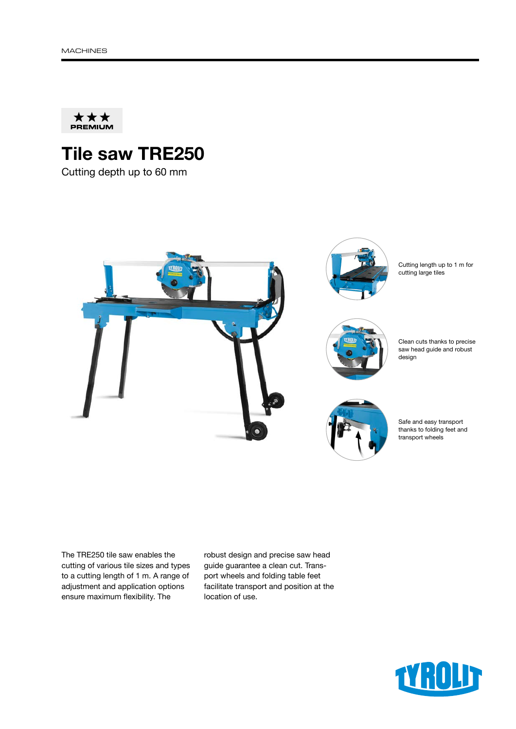MACHINES

★★★
PREMIUM

# Tile saw TRE250

Cutting depth up to 60 mm

Cutting length up to 1 m for cutting large tiles

Clean cuts thanks to precise saw head guide and robust design

Safe and easy transport thanks to folding feet and transport wheels

The TRE250 tile saw enables the cutting of various tile sizes and types to a cutting length of 1 m. A range of adjustment and application options ensure maximum flexibility. The robust design and precise saw head guide guarantee a clean cut. Transport wheels and folding table feet facilitate transport and position at the location of use.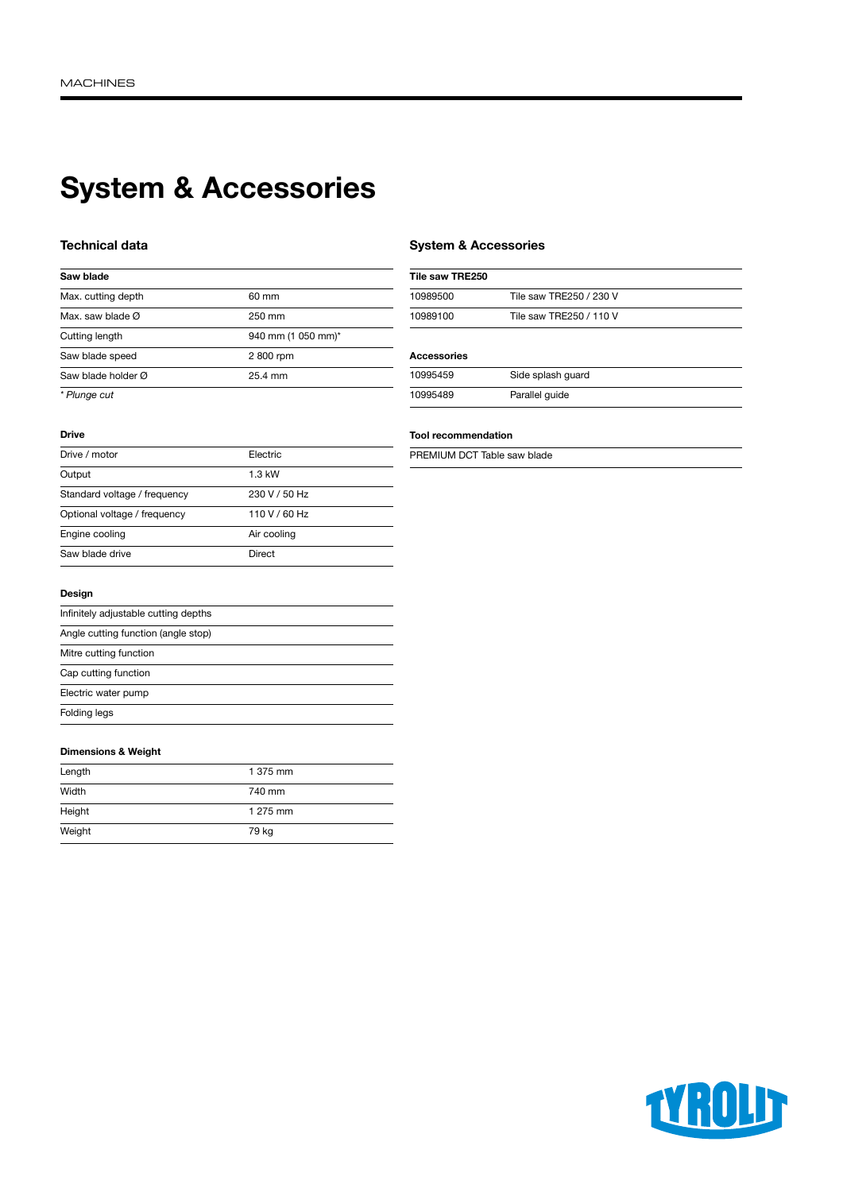# System & Accessories

## Technical data

| Saw blade | |
|---|---|
| Max. cutting depth | 60 mm |
| Max. saw blade Ø | 250 mm |
| Cutting length | 940 mm (1 050 mm)* |
| Saw blade speed | 2 800 rpm |
| Saw blade holder Ø | 25.4 mm |

*\* Plunge cut*

| Drive | |
|---|---|
| Drive / motor | Electric |
| Output | 1.3 kW |
| Standard voltage / frequency | 230 V / 50 Hz |
| Optional voltage / frequency | 110 V / 60 Hz |
| Engine cooling | Air cooling |
| Saw blade drive | Direct |

| Design |
|---|
| Infinitely adjustable cutting depths |
| Angle cutting function (angle stop) |
| Mitre cutting function |
| Cap cutting function |
| Electric water pump |
| Folding legs |

| Dimensions & Weight | |
|---|---|
| Length | 1 375 mm |
| Width | 740 mm |
| Height | 1 275 mm |
| Weight | 79 kg |

## System & Accessories

| Tile saw TRE250 | |
|---|---|
| 10989500 | Tile saw TRE250 / 230 V |
| 10989100 | Tile saw TRE250 / 110 V |

| Accessories | |
|---|---|
| 10995459 | Side splash guard |
| 10995489 | Parallel guide |

| Tool recommendation |
|---|
| PREMIUM DCT Table saw blade |